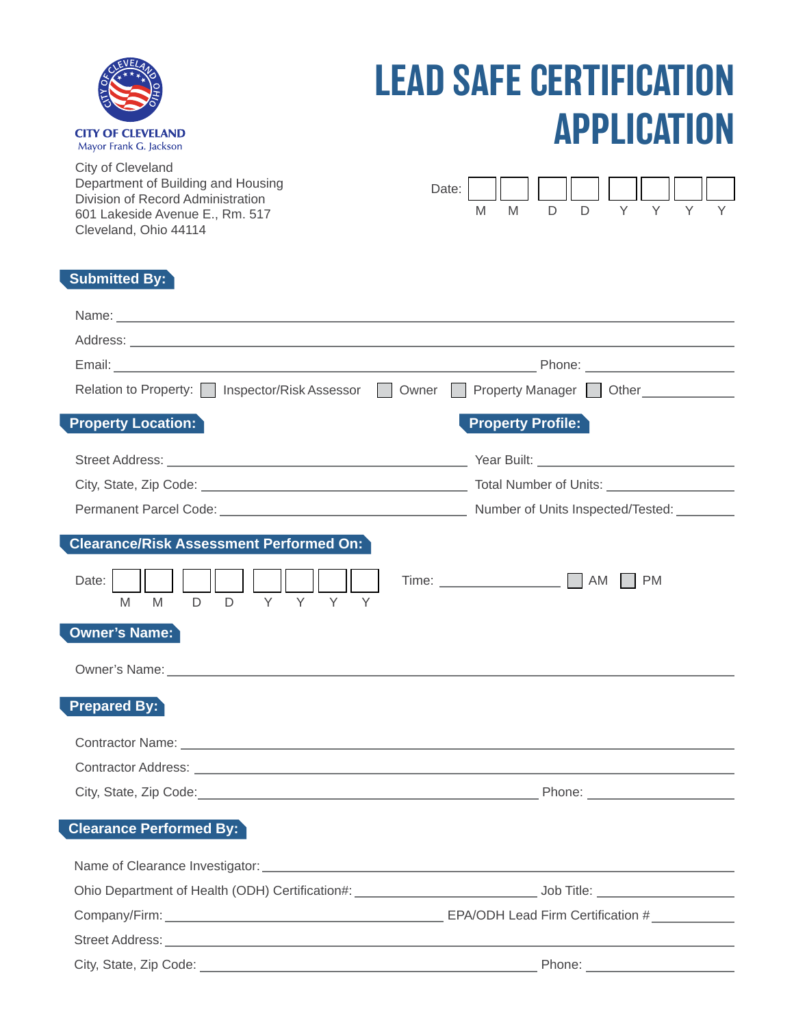CITY OF CLEVELAND
Mayor Frank G. Jackson

# LEAD SAFE CERTIFICATION APPLICATION

City of Cleveland
Department of Building and Housing
Division of Record Administration
601 Lakeside Avenue E., Rm. 517
Cleveland, Ohio 44114

Date: M M D D Y Y Y Y

## Submitted By:

Name: ______________________________

Address: ______________________________

Email: ______________________________ Phone: ______________

Relation to Property: ☐ Inspector/Risk Assessor ☐ Owner ☐ Property Manager ☐ Other__________

## Property Location:

Street Address: ______________________________

City, State, Zip Code: ______________________________

Permanent Parcel Code: ______________________________

## Property Profile:

Year Built: ______________

Total Number of Units: ______________

Number of Units Inspected/Tested: ________

## Clearance/Risk Assessment Performed On:

Date: M M D D Y Y Y Y

Time: ______________ ☐ AM ☐ PM

## Owner's Name:

Owner's Name: ______________________________

## Prepared By:

Contractor Name: ______________________________

Contractor Address: ______________________________

City, State, Zip Code: ______________________________ Phone: ______________

## Clearance Performed By:

Name of Clearance Investigator: ______________________________

Ohio Department of Health (ODH) Certification#: ______________ Job Title: ______________

Company/Firm: ______________________________ EPA/ODH Lead Firm Certification # __________

Street Address: ______________________________

City, State, Zip Code: ______________________________ Phone: ______________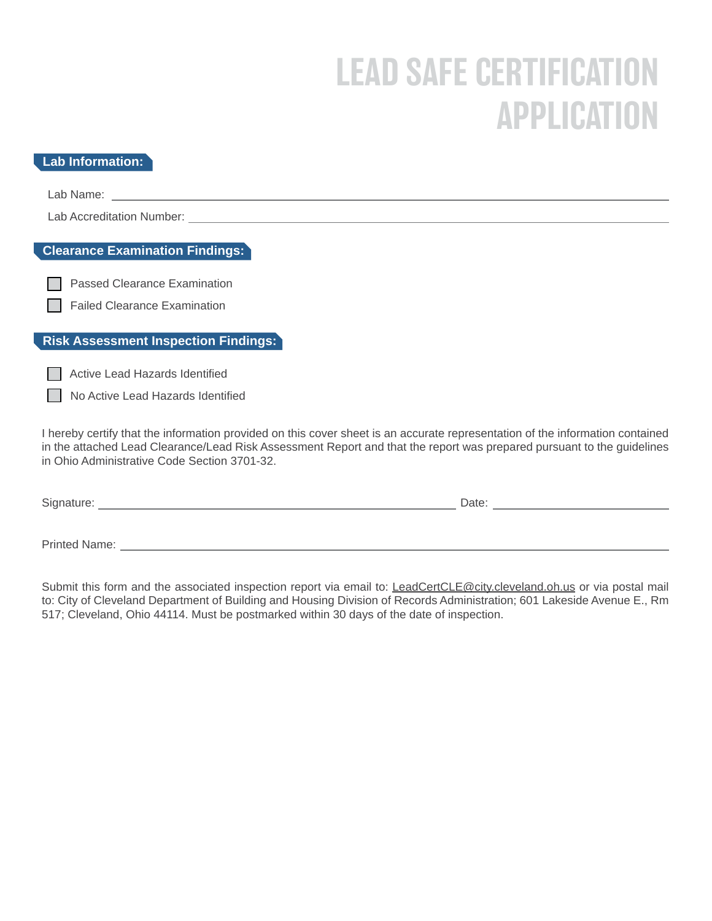# LEAD SAFE CERTIFICATION APPLICATION

## Lab Information:

Lab Name: ______________________________

Lab Accreditation Number: ______________________________

## Clearance Examination Findings:

- [ ] Passed Clearance Examination
- [ ] Failed Clearance Examination

## Risk Assessment Inspection Findings:

- [ ] Active Lead Hazards Identified
- [ ] No Active Lead Hazards Identified

I hereby certify that the information provided on this cover sheet is an accurate representation of the information contained in the attached Lead Clearance/Lead Risk Assessment Report and that the report was prepared pursuant to the guidelines in Ohio Administrative Code Section 3701-32.

Signature: ______________________________ Date: ______________

Printed Name: ______________________________

Submit this form and the associated inspection report via email to: LeadCertCLE@city.cleveland.oh.us or via postal mail to: City of Cleveland Department of Building and Housing Division of Records Administration; 601 Lakeside Avenue E., Rm 517; Cleveland, Ohio 44114. Must be postmarked within 30 days of the date of inspection.